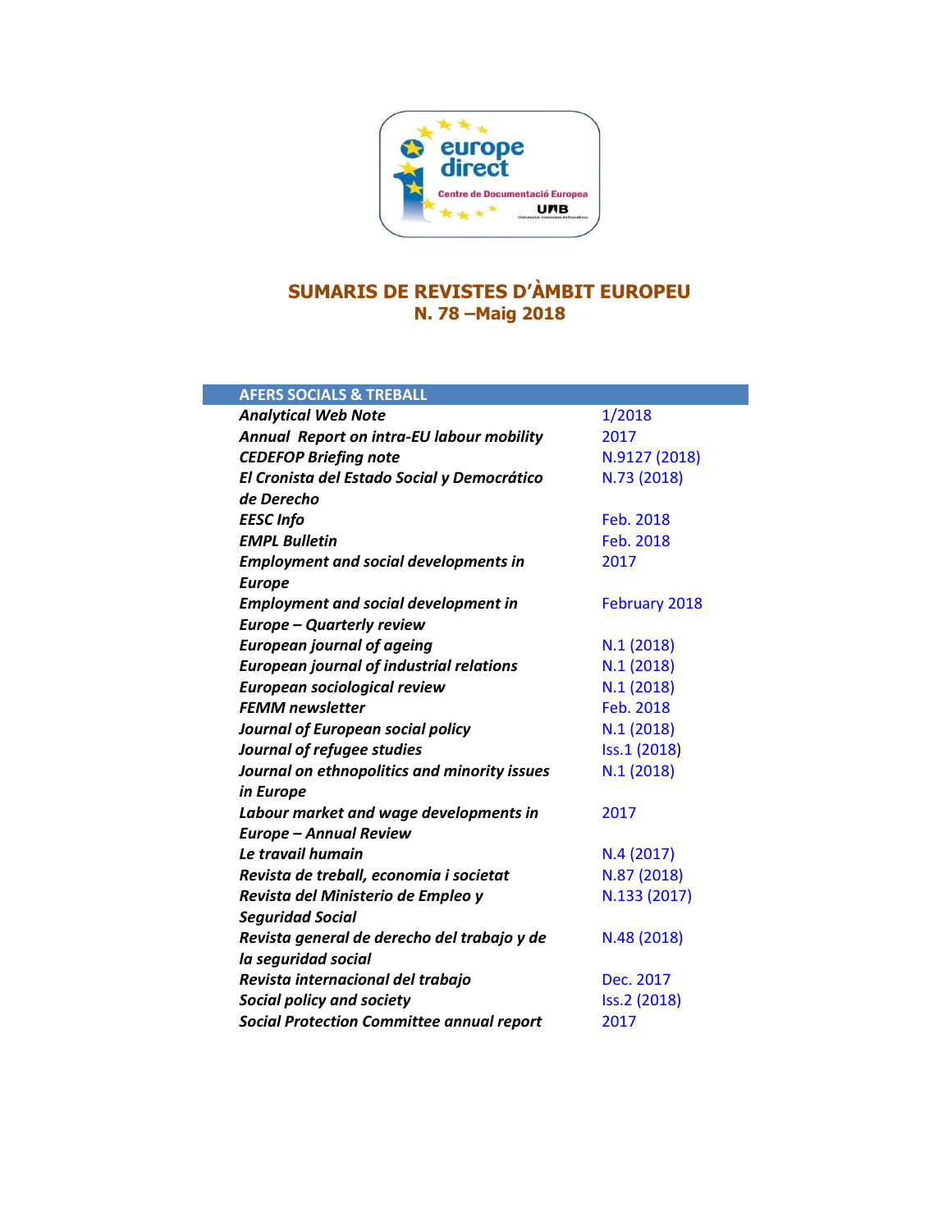# SUMARIS DE REVISTES D'ÀMBIT EUROPEU
## N. 78 –Maig 2018

| AFERS SOCIALS & TREBALL | |
|---|---|
| ***Analytical Web Note*** | 1/2018 |
| ***Annual Report on intra-EU labour mobility*** | 2017 |
| ***CEDEFOP Briefing note*** | N.9127 (2018) |
| ***El Cronista del Estado Social y Democrático de Derecho*** | N.73 (2018) |
| ***EESC Info*** | Feb. 2018 |
| ***EMPL Bulletin*** | Feb. 2018 |
| ***Employment and social developments in Europe*** | 2017 |
| ***Employment and social development in Europe – Quarterly review*** | February 2018 |
| ***European journal of ageing*** | N.1 (2018) |
| ***European journal of industrial relations*** | N.1 (2018) |
| ***European sociological review*** | N.1 (2018) |
| ***FEMM newsletter*** | Feb. 2018 |
| ***Journal of European social policy*** | N.1 (2018) |
| ***Journal of refugee studies*** | Iss.1 (2018) |
| ***Journal on ethnopolitics and minority issues in Europe*** | N.1 (2018) |
| ***Labour market and wage developments in Europe – Annual Review*** | 2017 |
| ***Le travail humain*** | N.4 (2017) |
| ***Revista de treball, economia i societat*** | N.87 (2018) |
| ***Revista del Ministerio de Empleo y Seguridad Social*** | N.133 (2017) |
| ***Revista general de derecho del trabajo y de la seguridad social*** | N.48 (2018) |
| ***Revista internacional del trabajo*** | Dec. 2017 |
| ***Social policy and society*** | Iss.2 (2018) |
| ***Social Protection Committee annual report*** | 2017 |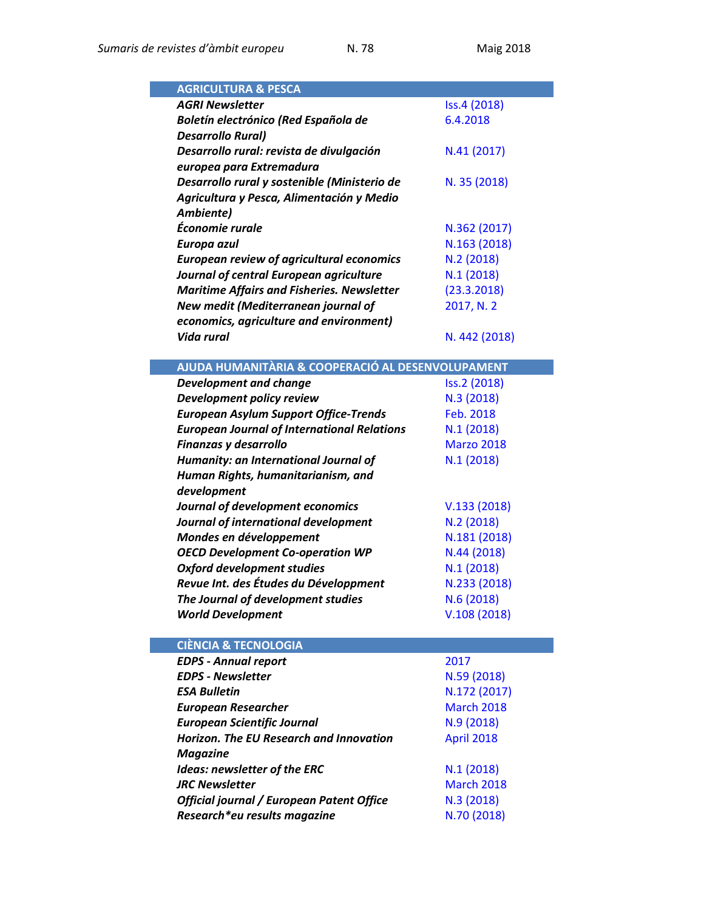| AGRICULTURA & PESCA | |
|---|---|
| ***AGRI Newsletter*** | Iss.4 (2018) |
| ***Boletín electrónico (Red Española de Desarrollo Rural)*** | 6.4.2018 |
| ***Desarrollo rural: revista de divulgación europea para Extremadura*** | N.41 (2017) |
| ***Desarrollo rural y sostenible (Ministerio de Agricultura y Pesca, Alimentación y Medio Ambiente)*** | N. 35 (2018) |
| ***Économie rurale*** | N.362 (2017) |
| ***Europa azul*** | N.163 (2018) |
| ***European review of agricultural economics*** | N.2 (2018) |
| ***Journal of central European agriculture*** | N.1 (2018) |
| ***Maritime Affairs and Fisheries. Newsletter*** | (23.3.2018) |
| ***New medit (Mediterranean journal of economics, agriculture and environment)*** | 2017, N. 2 |
| ***Vida rural*** | N. 442 (2018) |

| AJUDA HUMANITÀRIA & COOPERACIÓ AL DESENVOLUPAMENT | |
|---|---|
| ***Development and change*** | Iss.2 (2018) |
| ***Development policy review*** | N.3 (2018) |
| ***European Asylum Support Office-Trends*** | Feb. 2018 |
| ***European Journal of International Relations*** | N.1 (2018) |
| ***Finanzas y desarrollo*** | Marzo 2018 |
| ***Humanity: an International Journal of Human Rights, humanitarianism, and development*** | N.1 (2018) |
| ***Journal of development economics*** | V.133 (2018) |
| ***Journal of international development*** | N.2 (2018) |
| ***Mondes en développement*** | N.181 (2018) |
| ***OECD Development Co-operation WP*** | N.44 (2018) |
| ***Oxford development studies*** | N.1 (2018) |
| ***Revue Int. des Études du Développment*** | N.233 (2018) |
| ***The Journal of development studies*** | N.6 (2018) |
| ***World Development*** | V.108 (2018) |

| CIÈNCIA & TECNOLOGIA | |
|---|---|
| ***EDPS - Annual report*** | 2017 |
| ***EDPS - Newsletter*** | N.59 (2018) |
| ***ESA Bulletin*** | N.172 (2017) |
| ***European Researcher*** | March 2018 |
| ***European Scientific Journal*** | N.9 (2018) |
| ***Horizon. The EU Research and Innovation Magazine*** | April 2018 |
| ***Ideas: newsletter of the ERC*** | N.1 (2018) |
| ***JRC Newsletter*** | March 2018 |
| ***Official journal / European Patent Office*** | N.3 (2018) |
| ***Research*eu results magazine*** | N.70 (2018) |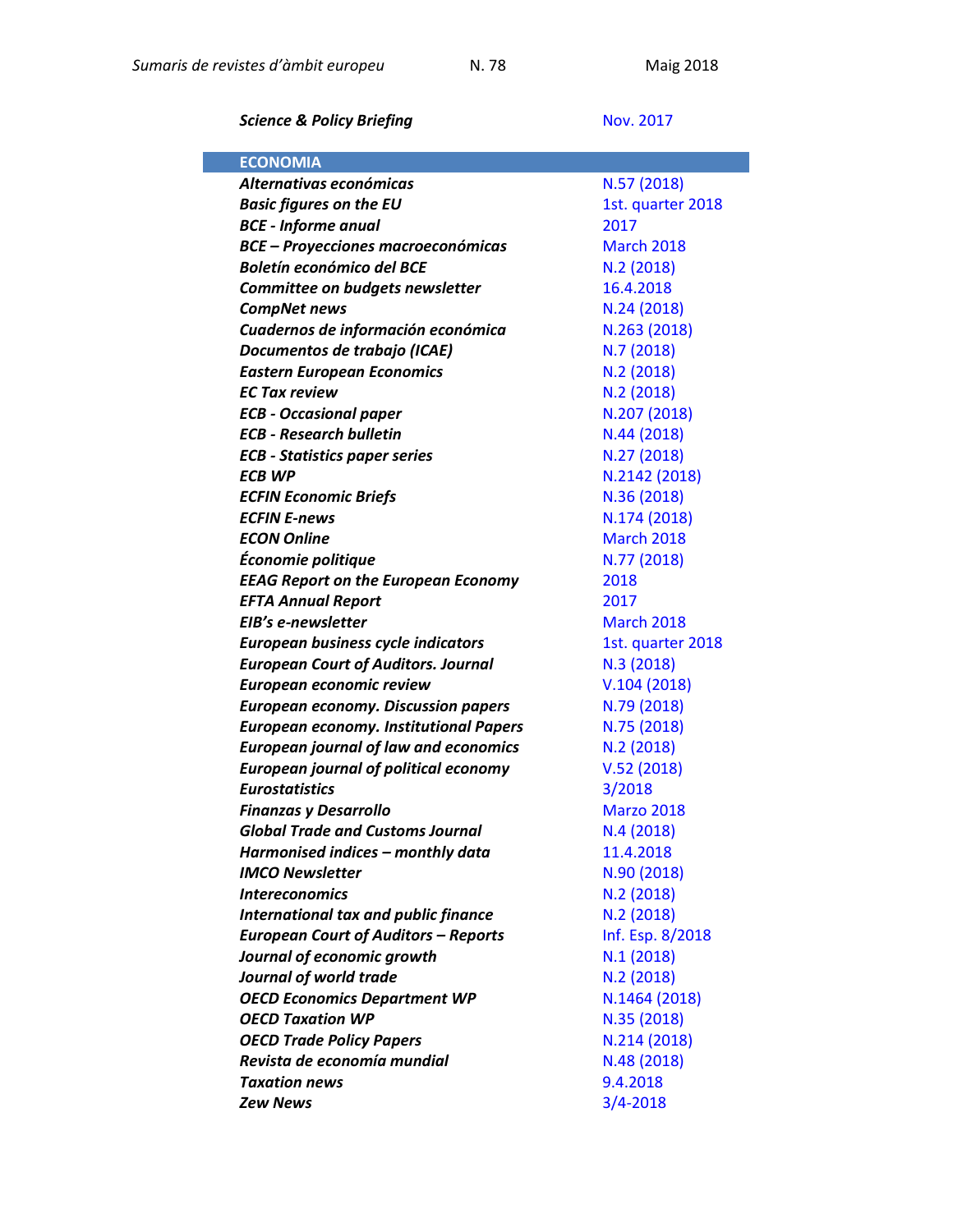| | |
|---|---|
| ***Science & Policy Briefing*** | Nov. 2017 |

| **ECONOMIA** | |
|---|---|
| ***Alternativas económicas*** | N.57 (2018) |
| ***Basic figures on the EU*** | 1st. quarter 2018 |
| ***BCE - Informe anual*** | 2017 |
| ***BCE – Proyecciones macroeconómicas*** | March 2018 |
| ***Boletín económico del BCE*** | N.2 (2018) |
| ***Committee on budgets newsletter*** | 16.4.2018 |
| ***CompNet news*** | N.24 (2018) |
| ***Cuadernos de información económica*** | N.263 (2018) |
| ***Documentos de trabajo (ICAE)*** | N.7 (2018) |
| ***Eastern European Economics*** | N.2 (2018) |
| ***EC Tax review*** | N.2 (2018) |
| ***ECB - Occasional paper*** | N.207 (2018) |
| ***ECB - Research bulletin*** | N.44 (2018) |
| ***ECB - Statistics paper series*** | N.27 (2018) |
| ***ECB WP*** | N.2142 (2018) |
| ***ECFIN Economic Briefs*** | N.36 (2018) |
| ***ECFIN E-news*** | N.174 (2018) |
| ***ECON Online*** | March 2018 |
| ***Économie politique*** | N.77 (2018) |
| ***EEAG Report on the European Economy*** | 2018 |
| ***EFTA Annual Report*** | 2017 |
| ***EIB's e-newsletter*** | March 2018 |
| ***European business cycle indicators*** | 1st. quarter 2018 |
| ***European Court of Auditors. Journal*** | N.3 (2018) |
| ***European economic review*** | V.104 (2018) |
| ***European economy. Discussion papers*** | N.79 (2018) |
| ***European economy. Institutional Papers*** | N.75 (2018) |
| ***European journal of law and economics*** | N.2 (2018) |
| ***European journal of political economy*** | V.52 (2018) |
| ***Eurostatistics*** | 3/2018 |
| ***Finanzas y Desarrollo*** | Marzo 2018 |
| ***Global Trade and Customs Journal*** | N.4 (2018) |
| ***Harmonised indices – monthly data*** | 11.4.2018 |
| ***IMCO Newsletter*** | N.90 (2018) |
| ***Intereconomics*** | N.2 (2018) |
| ***International tax and public finance*** | N.2 (2018) |
| ***European Court of Auditors – Reports*** | Inf. Esp. 8/2018 |
| ***Journal of economic growth*** | N.1 (2018) |
| ***Journal of world trade*** | N.2 (2018) |
| ***OECD Economics Department WP*** | N.1464 (2018) |
| ***OECD Taxation WP*** | N.35 (2018) |
| ***OECD Trade Policy Papers*** | N.214 (2018) |
| ***Revista de economía mundial*** | N.48 (2018) |
| ***Taxation news*** | 9.4.2018 |
| ***Zew News*** | 3/4-2018 |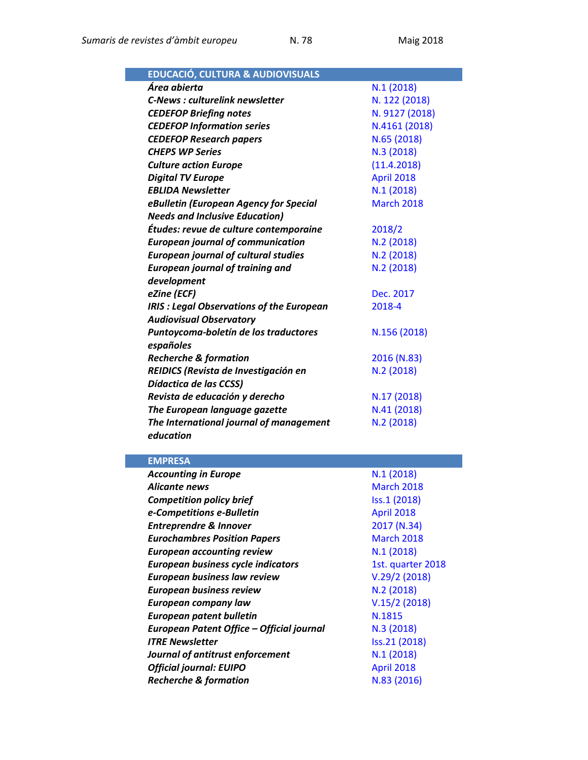| EDUCACIÓ, CULTURA & AUDIOVISUALS | |
|---|---|
| ***Área abierta*** | N.1 (2018) |
| ***C-News : culturelink newsletter*** | N. 122 (2018) |
| ***CEDEFOP Briefing notes*** | N. 9127 (2018) |
| ***CEDEFOP Information series*** | N.4161 (2018) |
| ***CEDEFOP Research papers*** | N.65 (2018) |
| ***CHEPS WP Series*** | N.3 (2018) |
| ***Culture action Europe*** | (11.4.2018) |
| ***Digital TV Europe*** | April 2018 |
| ***EBLIDA Newsletter*** | N.1 (2018) |
| ***eBulletin (European Agency for Special Needs and Inclusive Education)*** | March 2018 |
| ***Études: revue de culture contemporaine*** | 2018/2 |
| ***European journal of communication*** | N.2 (2018) |
| ***European journal of cultural studies*** | N.2 (2018) |
| ***European journal of training and development*** | N.2 (2018) |
| ***eZine (ECF)*** | Dec. 2017 |
| ***IRIS : Legal Observations of the European Audiovisual Observatory*** | 2018-4 |
| ***Puntoycoma-boletín de los traductores españoles*** | N.156 (2018) |
| ***Recherche & formation*** | 2016 (N.83) |
| ***REIDICS (Revista de Investigación en Dídactica de las CCSS)*** | N.2 (2018) |
| ***Revista de educación y derecho*** | N.17 (2018) |
| ***The European language gazette*** | N.41 (2018) |
| ***The International journal of management education*** | N.2 (2018) |

| EMPRESA | |
|---|---|
| ***Accounting in Europe*** | N.1 (2018) |
| ***Alicante news*** | March 2018 |
| ***Competition policy brief*** | Iss.1 (2018) |
| ***e-Competitions e-Bulletin*** | April 2018 |
| ***Entreprendre & Innover*** | 2017 (N.34) |
| ***Eurochambres Position Papers*** | March 2018 |
| ***European accounting review*** | N.1 (2018) |
| ***European business cycle indicators*** | 1st. quarter 2018 |
| ***European business law review*** | V.29/2 (2018) |
| ***European business review*** | N.2 (2018) |
| ***European company law*** | V.15/2 (2018) |
| ***European patent bulletin*** | N.1815 |
| ***European Patent Office – Official journal*** | N.3 (2018) |
| ***ITRE Newsletter*** | Iss.21 (2018) |
| ***Journal of antitrust enforcement*** | N.1 (2018) |
| ***Official journal: EUIPO*** | April 2018 |
| ***Recherche & formation*** | N.83 (2016) |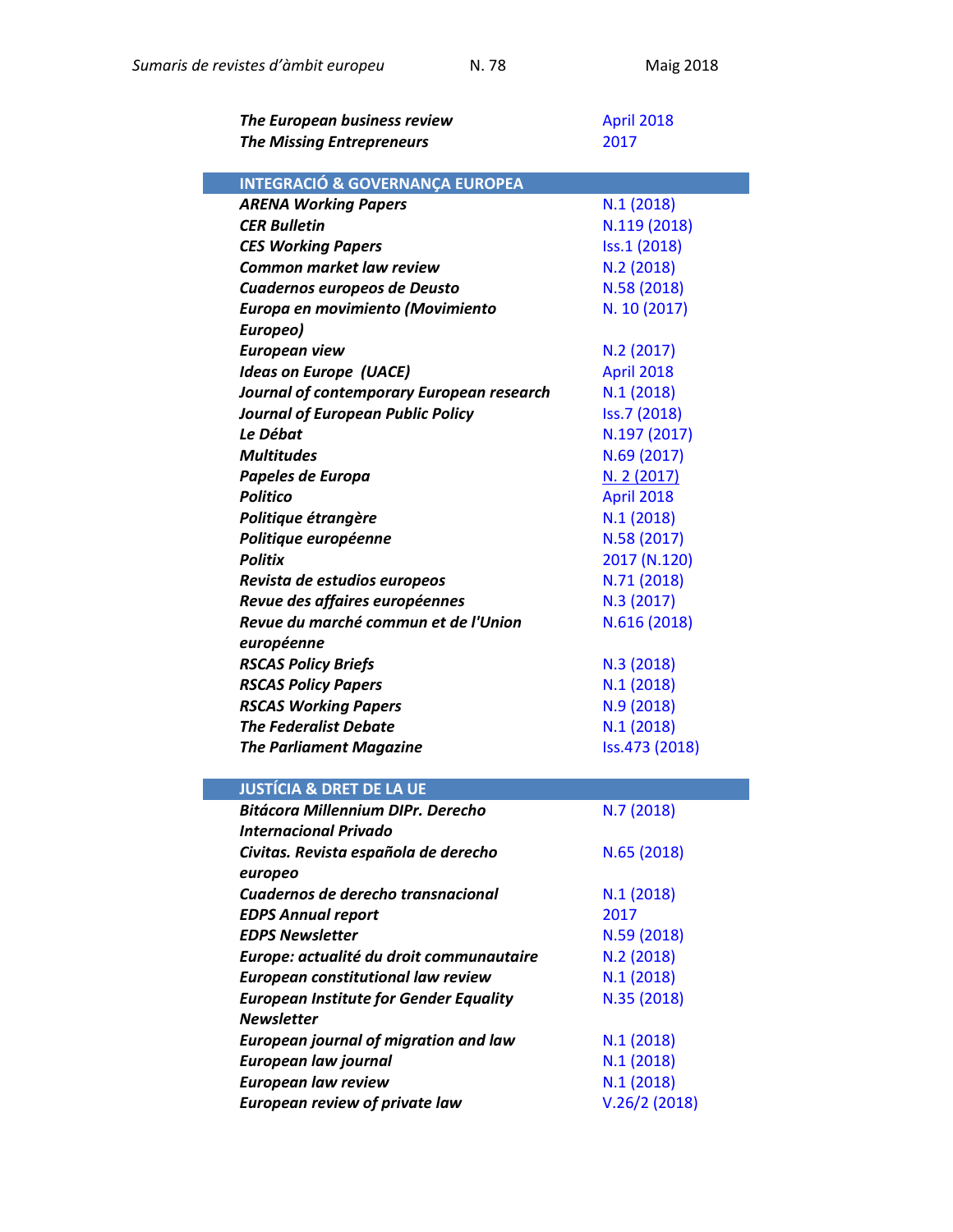| | |
|---|---|
| ***The European business review*** | April 2018 |
| ***The Missing Entrepreneurs*** | 2017 |

## INTEGRACIÓ & GOVERNANÇA EUROPEA

| | |
|---|---|
| ***ARENA Working Papers*** | N.1 (2018) |
| ***CER Bulletin*** | N.119 (2018) |
| ***CES Working Papers*** | Iss.1 (2018) |
| ***Common market law review*** | N.2 (2018) |
| ***Cuadernos europeos de Deusto*** | N.58 (2018) |
| ***Europa en movimiento (Movimiento Europeo)*** | N. 10 (2017) |
| ***European view*** | N.2 (2017) |
| ***Ideas on Europe (UACE)*** | April 2018 |
| ***Journal of contemporary European research*** | N.1 (2018) |
| ***Journal of European Public Policy*** | Iss.7 (2018) |
| ***Le Débat*** | N.197 (2017) |
| ***Multitudes*** | N.69 (2017) |
| ***Papeles de Europa*** | N. 2 (2017) |
| ***Politico*** | April 2018 |
| ***Politique étrangère*** | N.1 (2018) |
| ***Politique européenne*** | N.58 (2017) |
| ***Politix*** | 2017 (N.120) |
| ***Revista de estudios europeos*** | N.71 (2018) |
| ***Revue des affaires européennes*** | N.3 (2017) |
| ***Revue du marché commun et de l'Union européenne*** | N.616 (2018) |
| ***RSCAS Policy Briefs*** | N.3 (2018) |
| ***RSCAS Policy Papers*** | N.1 (2018) |
| ***RSCAS Working Papers*** | N.9 (2018) |
| ***The Federalist Debate*** | N.1 (2018) |
| ***The Parliament Magazine*** | Iss.473 (2018) |

## JUSTÍCIA & DRET DE LA UE

| | |
|---|---|
| ***Bitácora Millennium DIPr. Derecho Internacional Privado*** | N.7 (2018) |
| ***Civitas. Revista española de derecho europeo*** | N.65 (2018) |
| ***Cuadernos de derecho transnacional*** | N.1 (2018) |
| ***EDPS Annual report*** | 2017 |
| ***EDPS Newsletter*** | N.59 (2018) |
| ***Europe: actualité du droit communautaire*** | N.2 (2018) |
| ***European constitutional law review*** | N.1 (2018) |
| ***European Institute for Gender Equality Newsletter*** | N.35 (2018) |
| ***European journal of migration and law*** | N.1 (2018) |
| ***European law journal*** | N.1 (2018) |
| ***European law review*** | N.1 (2018) |
| ***European review of private law*** | V.26/2 (2018) |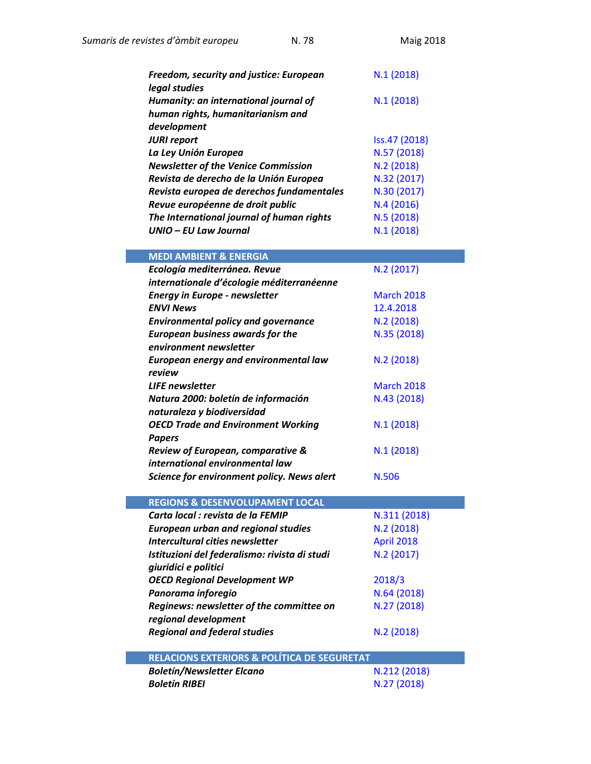| | |
|---|---|
| ***Freedom, security and justice: European legal studies*** | N.1 (2018) |
| ***Humanity: an international journal of human rights, humanitarianism and development*** | N.1 (2018) |
| ***JURI report*** | Iss.47 (2018) |
| ***La Ley Unión Europea*** | N.57 (2018) |
| ***Newsletter of the Venice Commission*** | N.2 (2018) |
| ***Revista de derecho de la Unión Europea*** | N.32 (2017) |
| ***Revista europea de derechos fundamentales*** | N.30 (2017) |
| ***Revue européenne de droit public*** | N.4 (2016) |
| ***The International journal of human rights*** | N.5 (2018) |
| ***UNIO – EU Law Journal*** | N.1 (2018) |

## MEDI AMBIENT & ENERGIA

| | |
|---|---|
| ***Ecología mediterránea. Revue internationale d'écologie méditerranéenne*** | N.2 (2017) |
| ***Energy in Europe - newsletter*** | March 2018 |
| ***ENVI News*** | 12.4.2018 |
| ***Environmental policy and governance*** | N.2 (2018) |
| ***European business awards for the environment newsletter*** | N.35 (2018) |
| ***European energy and environmental law review*** | N.2 (2018) |
| ***LIFE newsletter*** | March 2018 |
| ***Natura 2000: boletín de información naturaleza y biodiversidad*** | N.43 (2018) |
| ***OECD Trade and Environment Working Papers*** | N.1 (2018) |
| ***Review of European, comparative & international environmental law*** | N.1 (2018) |
| ***Science for environment policy. News alert*** | N.506 |

## REGIONS & DESENVOLUPAMENT LOCAL

| | |
|---|---|
| ***Carta local : revista de la FEMIP*** | N.311 (2018) |
| ***European urban and regional studies*** | N.2 (2018) |
| ***Intercultural cities newsletter*** | April 2018 |
| ***Istituzioni del federalismo: rivista di studi giuridici e politici*** | N.2 (2017) |
| ***OECD Regional Development WP*** | 2018/3 |
| ***Panorama inforegio*** | N.64 (2018) |
| ***Reginews: newsletter of the committee on regional development*** | N.27 (2018) |
| ***Regional and federal studies*** | N.2 (2018) |

## RELACIONS EXTERIORS & POLÍTICA DE SEGURETAT

| | |
|---|---|
| ***Boletín/Newsletter Elcano*** | N.212 (2018) |
| ***Boletín RIBEI*** | N.27 (2018) |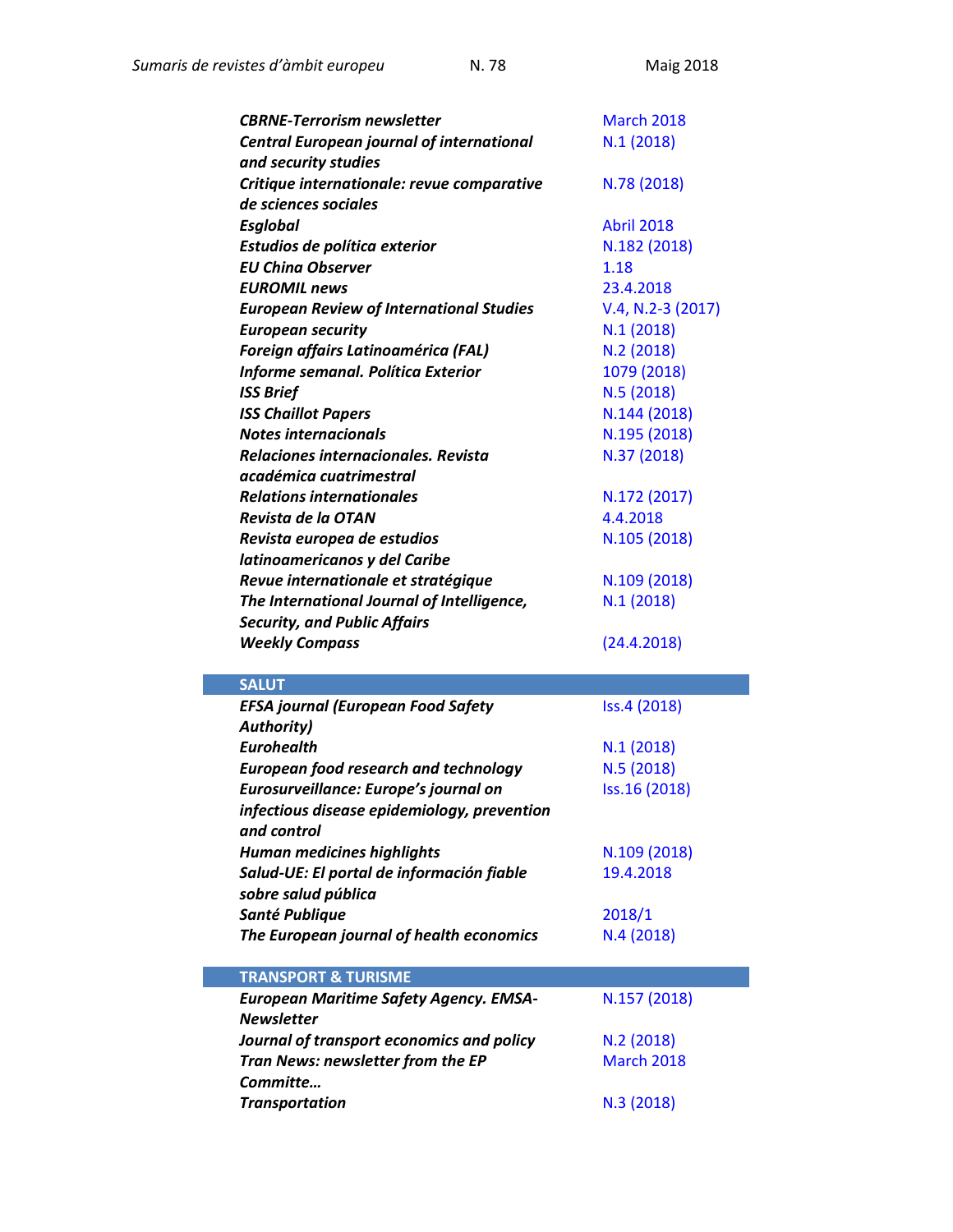| | |
|---|---|
| ***CBRNE-Terrorism newsletter*** | March 2018 |
| ***Central European journal of international and security studies*** | N.1 (2018) |
| ***Critique internationale: revue comparative de sciences sociales*** | N.78 (2018) |
| ***Esglobal*** | Abril 2018 |
| ***Estudios de política exterior*** | N.182 (2018) |
| ***EU China Observer*** | 1.18 |
| ***EUROMIL news*** | 23.4.2018 |
| ***European Review of International Studies*** | V.4, N.2-3 (2017) |
| ***European security*** | N.1 (2018) |
| ***Foreign affairs Latinoamérica (FAL)*** | N.2 (2018) |
| ***Informe semanal. Política Exterior*** | 1079 (2018) |
| ***ISS Brief*** | N.5 (2018) |
| ***ISS Chaillot Papers*** | N.144 (2018) |
| ***Notes internacionals*** | N.195 (2018) |
| ***Relaciones internacionales. Revista académica cuatrimestral*** | N.37 (2018) |
| ***Relations internationales*** | N.172 (2017) |
| ***Revista de la OTAN*** | 4.4.2018 |
| ***Revista europea de estudios latinoamericanos y del Caribe*** | N.105 (2018) |
| ***Revue internationale et stratégique*** | N.109 (2018) |
| ***The International Journal of Intelligence, Security, and Public Affairs*** | N.1 (2018) |
| ***Weekly Compass*** | (24.4.2018) |

## SALUT

| | |
|---|---|
| ***EFSA journal (European Food Safety Authority)*** | Iss.4 (2018) |
| ***Eurohealth*** | N.1 (2018) |
| ***European food research and technology*** | N.5 (2018) |
| ***Eurosurveillance: Europe's journal on infectious disease epidemiology, prevention and control*** | Iss.16 (2018) |
| ***Human medicines highlights*** | N.109 (2018) |
| ***Salud-UE: El portal de información fiable sobre salud pública*** | 19.4.2018 |
| ***Santé Publique*** | 2018/1 |
| ***The European journal of health economics*** | N.4 (2018) |

## TRANSPORT & TURISME

| | |
|---|---|
| ***European Maritime Safety Agency. EMSA-Newsletter*** | N.157 (2018) |
| ***Journal of transport economics and policy*** | N.2 (2018) |
| ***Tran News: newsletter from the EP Committe…*** | March 2018 |
| ***Transportation*** | N.3 (2018) |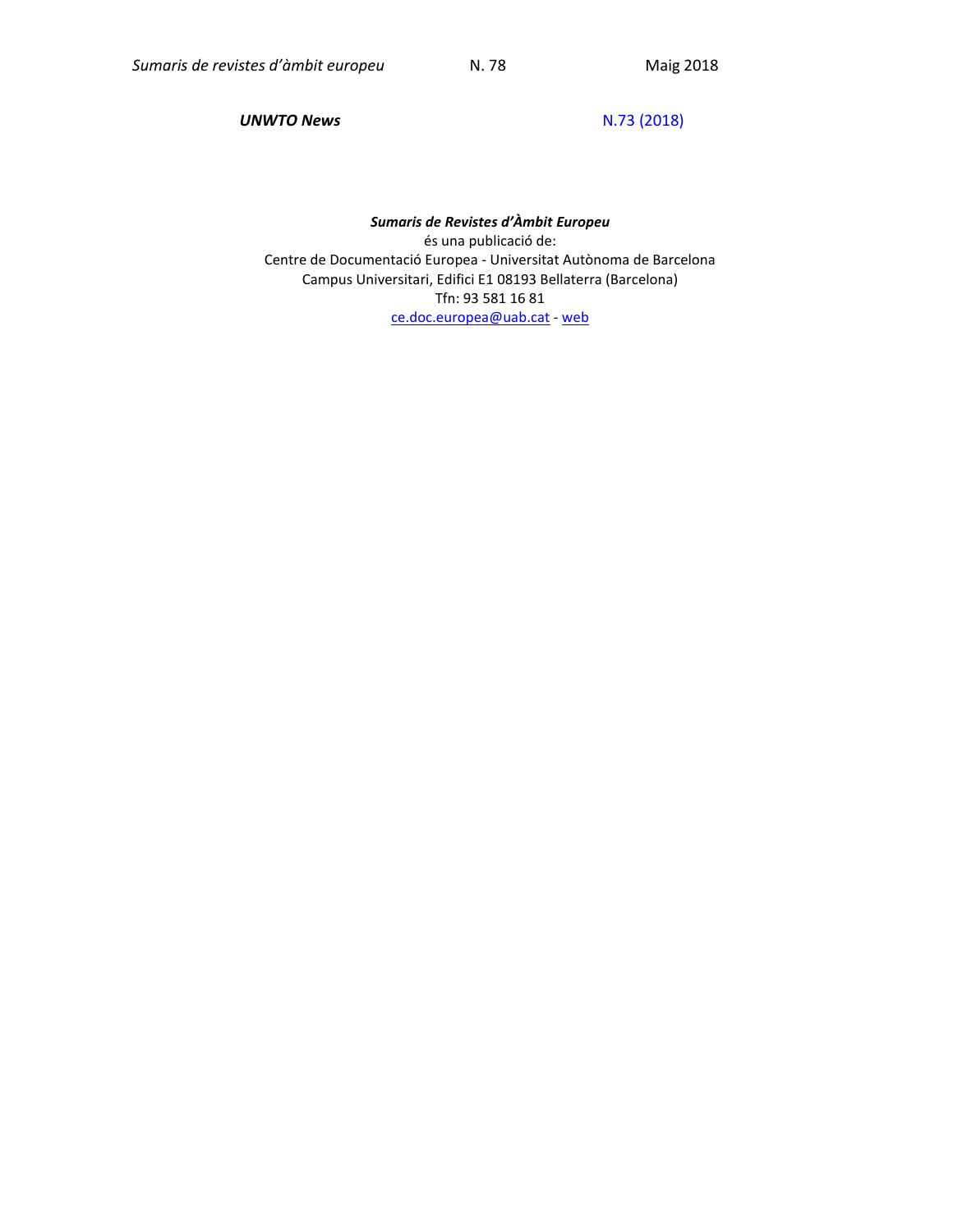***UNWTO News*** N.73 (2018)

***Sumaris de Revistes d'Àmbit Europeu***
és una publicació de:
Centre de Documentació Europea - Universitat Autònoma de Barcelona
Campus Universitari, Edifici E1 08193 Bellaterra (Barcelona)
Tfn: 93 581 16 81
ce.doc.europea@uab.cat - web